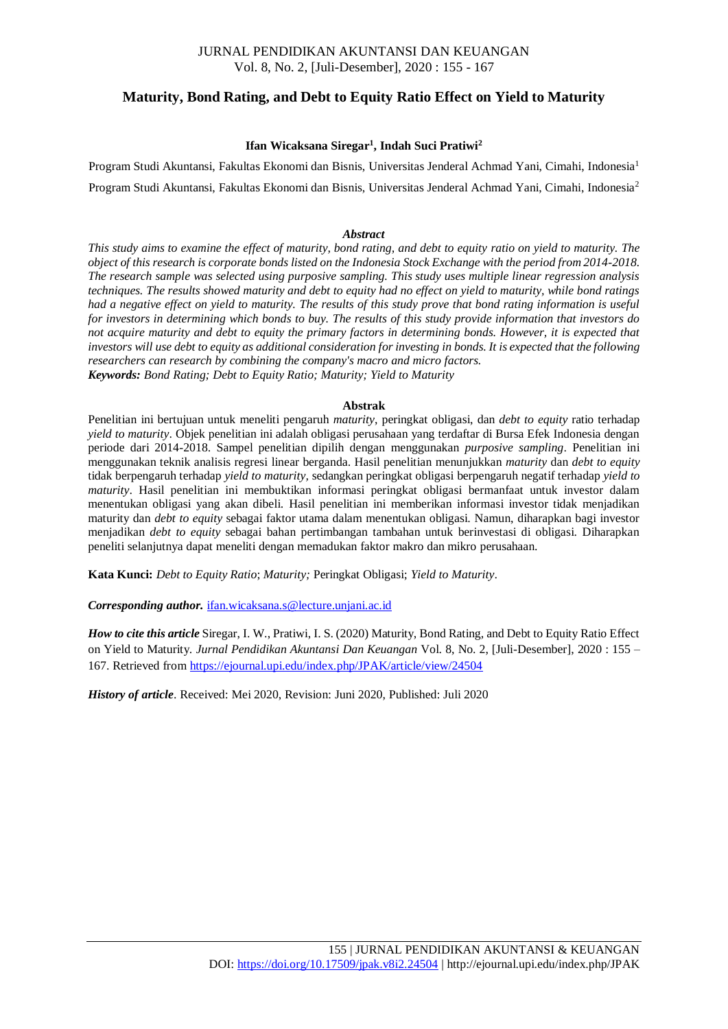# Maturity, Bond Rating, and Debt to Equity Ratio Effect on Yield to Maturity

**Ifan Wicaksana Siregar[1], Indah Suci Pratiwi[2]**

Program Studi Akuntansi, Fakultas Ekonomi dan Bisnis, Universitas Jenderal Achmad Yani, Cimahi, Indonesia[1]

Program Studi Akuntansi, Fakultas Ekonomi dan Bisnis, Universitas Jenderal Achmad Yani, Cimahi, Indonesia[2]

### *Abstract*

*This study aims to examine the effect of maturity, bond rating, and debt to equity ratio on yield to maturity. The object of this research is corporate bonds listed on the Indonesia Stock Exchange with the period from 2014-2018. The research sample was selected using purposive sampling. This study uses multiple linear regression analysis techniques. The results showed maturity and debt to equity had no effect on yield to maturity, while bond ratings had a negative effect on yield to maturity. The results of this study prove that bond rating information is useful for investors in determining which bonds to buy. The results of this study provide information that investors do not acquire maturity and debt to equity the primary factors in determining bonds. However, it is expected that investors will use debt to equity as additional consideration for investing in bonds. It is expected that the following researchers can research by combining the company's macro and micro factors.*

***Keywords:*** *Bond Rating; Debt to Equity Ratio; Maturity; Yield to Maturity*

### Abstrak

Penelitian ini bertujuan untuk meneliti pengaruh *maturity*, peringkat obligasi, dan *debt to equity* ratio terhadap *yield to maturity*. Objek penelitian ini adalah obligasi perusahaan yang terdaftar di Bursa Efek Indonesia dengan periode dari 2014-2018. Sampel penelitian dipilih dengan menggunakan *purposive sampling*. Penelitian ini menggunakan teknik analisis regresi linear berganda. Hasil penelitian menunjukkan *maturity* dan *debt to equity* tidak berpengaruh terhadap *yield to maturity*, sedangkan peringkat obligasi berpengaruh negatif terhadap *yield to maturity*. Hasil penelitian ini membuktikan informasi peringkat obligasi bermanfaat untuk investor dalam menentukan obligasi yang akan dibeli. Hasil penelitian ini memberikan informasi investor tidak menjadikan maturity dan *debt to equity* sebagai faktor utama dalam menentukan obligasi. Namun, diharapkan bagi investor menjadikan *debt to equity* sebagai bahan pertimbangan tambahan untuk berinvestasi di obligasi. Diharapkan peneliti selanjutnya dapat meneliti dengan memadukan faktor makro dan mikro perusahaan.

**Kata Kunci:** *Debt to Equity Ratio*; *Maturity;* Peringkat Obligasi; *Yield to Maturity*.

***Corresponding author.*** ifan.wicaksana.s@lecture.unjani.ac.id

***How to cite this article*** Siregar, I. W., Pratiwi, I. S. (2020) Maturity, Bond Rating, and Debt to Equity Ratio Effect on Yield to Maturity. *Jurnal Pendidikan Akuntansi Dan Keuangan* Vol. 8, No. 2, [Juli-Desember], 2020 : 155 – 167. Retrieved from https://ejournal.upi.edu/index.php/JPAK/article/view/24504

***History of article***. Received: Mei 2020, Revision: Juni 2020, Published: Juli 2020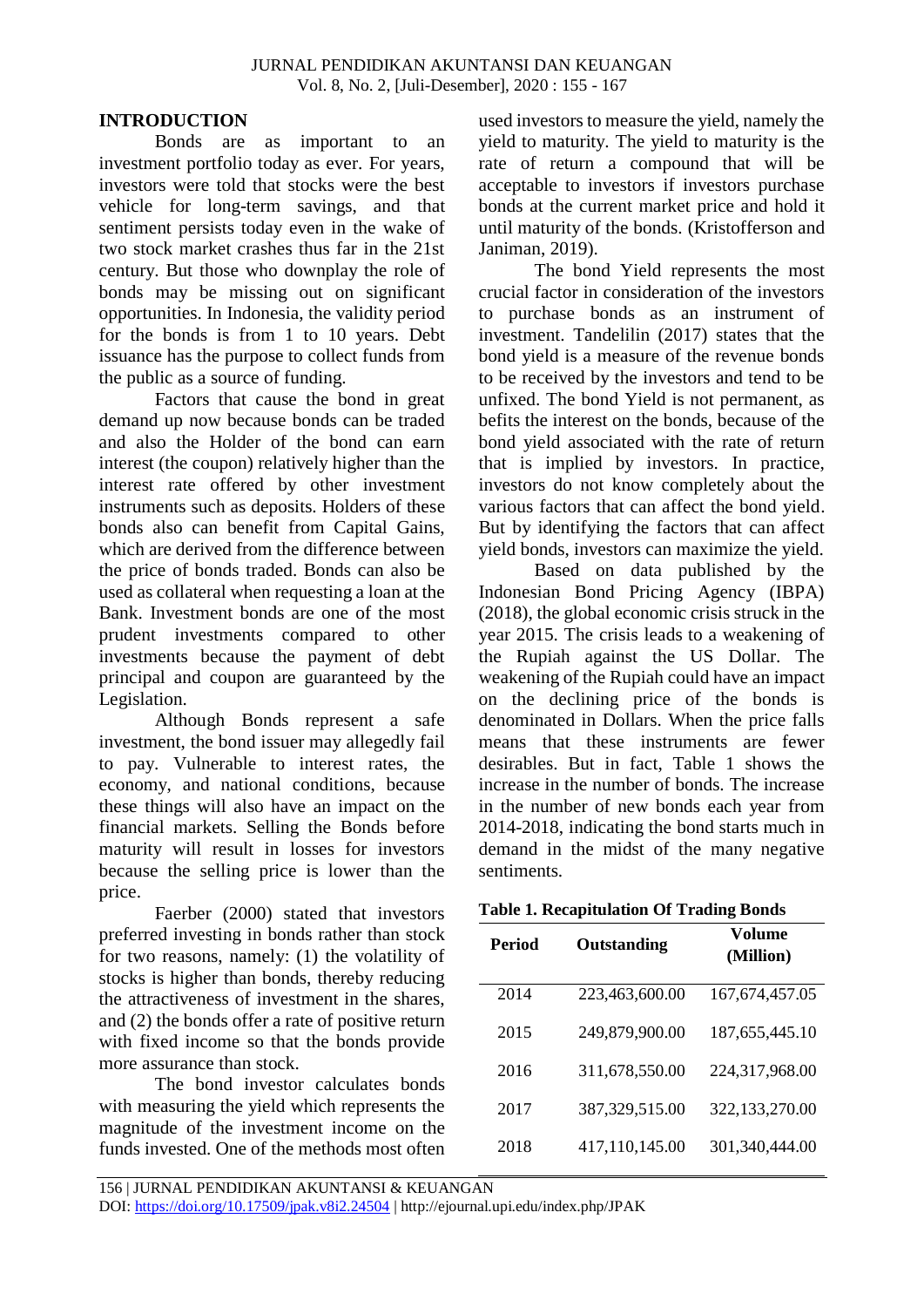## INTRODUCTION

Bonds are as important to an investment portfolio today as ever. For years, investors were told that stocks were the best vehicle for long-term savings, and that sentiment persists today even in the wake of two stock market crashes thus far in the 21st century. But those who downplay the role of bonds may be missing out on significant opportunities. In Indonesia, the validity period for the bonds is from 1 to 10 years. Debt issuance has the purpose to collect funds from the public as a source of funding.

Factors that cause the bond in great demand up now because bonds can be traded and also the Holder of the bond can earn interest (the coupon) relatively higher than the interest rate offered by other investment instruments such as deposits. Holders of these bonds also can benefit from Capital Gains, which are derived from the difference between the price of bonds traded. Bonds can also be used as collateral when requesting a loan at the Bank. Investment bonds are one of the most prudent investments compared to other investments because the payment of debt principal and coupon are guaranteed by the Legislation.

Although Bonds represent a safe investment, the bond issuer may allegedly fail to pay. Vulnerable to interest rates, the economy, and national conditions, because these things will also have an impact on the financial markets. Selling the Bonds before maturity will result in losses for investors because the selling price is lower than the price.

Faerber (2000) stated that investors preferred investing in bonds rather than stock for two reasons, namely: (1) the volatility of stocks is higher than bonds, thereby reducing the attractiveness of investment in the shares, and (2) the bonds offer a rate of positive return with fixed income so that the bonds provide more assurance than stock.

The bond investor calculates bonds with measuring the yield which represents the magnitude of the investment income on the funds invested. One of the methods most often used investors to measure the yield, namely the yield to maturity. The yield to maturity is the rate of return a compound that will be acceptable to investors if investors purchase bonds at the current market price and hold it until maturity of the bonds. (Kristofferson and Janiman, 2019).

The bond Yield represents the most crucial factor in consideration of the investors to purchase bonds as an instrument of investment. Tandelilin (2017) states that the bond yield is a measure of the revenue bonds to be received by the investors and tend to be unfixed. The bond Yield is not permanent, as befits the interest on the bonds, because of the bond yield associated with the rate of return that is implied by investors. In practice, investors do not know completely about the various factors that can affect the bond yield. But by identifying the factors that can affect yield bonds, investors can maximize the yield.

Based on data published by the Indonesian Bond Pricing Agency (IBPA) (2018), the global economic crisis struck in the year 2015. The crisis leads to a weakening of the Rupiah against the US Dollar. The weakening of the Rupiah could have an impact on the declining price of the bonds is denominated in Dollars. When the price falls means that these instruments are fewer desirables. But in fact, Table 1 shows the increase in the number of new bonds. The increase in the number of new bonds each year from 2014-2018, indicating the bond starts much in demand in the midst of the many negative sentiments.

**Table 1. Recapitulation Of Trading Bonds**

| Period | Outstanding | Volume (Million) |
|---|---|---|
| 2014 | 223,463,600.00 | 167,674,457.05 |
| 2015 | 249,879,900.00 | 187,655,445.10 |
| 2016 | 311,678,550.00 | 224,317,968.00 |
| 2017 | 387,329,515.00 | 322,133,270.00 |
| 2018 | 417,110,145.00 | 301,340,444.00 |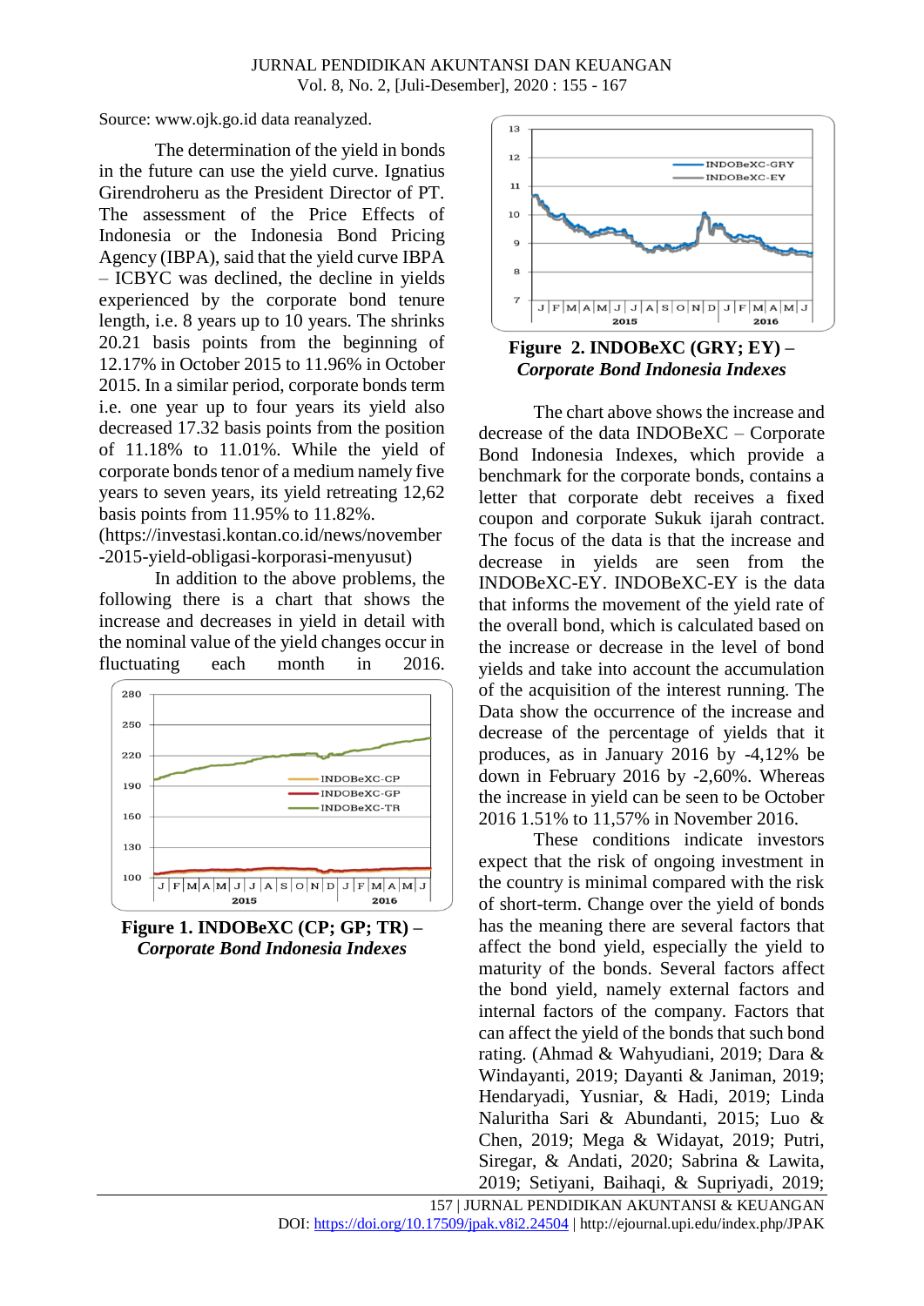Source: www.ojk.go.id data reanalyzed.

The determination of the yield in bonds in the future can use the yield curve. Ignatius Girendroheru as the President Director of PT. The assessment of the Price Effects of Indonesia or the Indonesia Bond Pricing Agency (IBPA), said that the yield curve IBPA – ICBYC was declined, the decline in yields experienced by the corporate bond tenure length, i.e. 8 years up to 10 years. The shrinks 20.21 basis points from the beginning of 12.17% in October 2015 to 11.96% in October 2015. In a similar period, corporate bonds term i.e. one year up to four years its yield also decreased 17.32 basis points from the position of 11.18% to 11.01%. While the yield of corporate bonds tenor of a medium namely five years to seven years, its yield retreating 12,62 basis points from 11.95% to 11.82%. (https://investasi.kontan.co.id/news/november-2015-yield-obligasi-korporasi-menyusut)

In addition to the above problems, the following there is a chart that shows the increase and decreases in yield in detail with the nominal value of the yield changes occur in fluctuating each month in 2016.

**Figure 1. INDOBeXC (CP; GP; TR) –** ***Corporate Bond Indonesia Indexes***

**Figure 2. INDOBeXC (GRY; EY) –** ***Corporate Bond Indonesia Indexes***

The chart above shows the increase and decrease of the data INDOBeXC – Corporate Bond Indonesia Indexes, which provide a benchmark for the corporate bonds, contains a letter that corporate debt receives a fixed coupon and corporate Sukuk ijarah contract. The focus of the data is that the increase and decrease in yields are seen from the INDOBeXC-EY. INDOBeXC-EY is the data that informs the movement of the yield rate of the overall bond, which is calculated based on the increase or decrease in the level of bond yields and take into account the accumulation of the acquisition of the interest running. The Data show the occurrence of the increase and decrease of the percentage of yields that it produces, as in January 2016 by -4,12% be down in February 2016 by -2,60%. Whereas the increase in yield can be seen to be October 2016 1.51% to 11,57% in November 2016.

These conditions indicate investors expect that the risk of ongoing investment in the country is minimal compared with the risk of short-term. Change over the yield of bonds has the meaning there are several factors that affect the bond yield, especially the yield to maturity of the bonds. Several factors affect the bond yield, namely external factors and internal factors of the company. Factors that can affect the yield of the bonds that such bond rating. (Ahmad & Wahyudiani, 2019; Dara & Windayanti, 2019; Dayanti & Janiman, 2019; Hendaryadi, Yusniar, & Hadi, 2019; Linda Naluritha Sari & Abundanti, 2015; Luo & Chen, 2019; Mega & Widayat, 2019; Putri, Siregar, & Andati, 2020; Sabrina & Lawita, 2019; Setiyani, Baihaqi, & Supriyadi, 2019;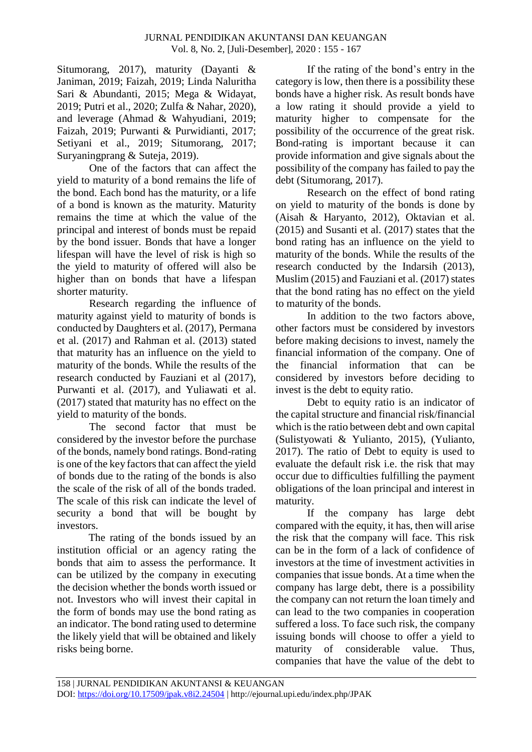Situmorang, 2017), maturity (Dayanti & Janiman, 2019; Faizah, 2019; Linda Naluritha Sari & Abundanti, 2015; Mega & Widayat, 2019; Putri et al., 2020; Zulfa & Nahar, 2020), and leverage (Ahmad & Wahyudiani, 2019; Faizah, 2019; Purwanti & Purwidianti, 2017; Setiyani et al., 2019; Situmorang, 2017; Suryaningprang & Suteja, 2019).

One of the factors that can affect the yield to maturity of a bond remains the life of the bond. Each bond has the maturity, or a life of a bond is known as the maturity. Maturity remains the time at which the value of the principal and interest of bonds must be repaid by the bond issuer. Bonds that have a longer lifespan will have the level of risk is high so the yield to maturity of offered will also be higher than on bonds that have a lifespan shorter maturity.

Research regarding the influence of maturity against yield to maturity of bonds is conducted by Daughters et al. (2017), Permana et al. (2017) and Rahman et al. (2013) stated that maturity has an influence on the yield to maturity of the bonds. While the results of the research conducted by Fauziani et al (2017), Purwanti et al. (2017), and Yuliawati et al. (2017) stated that maturity has no effect on the yield to maturity of the bonds.

The second factor that must be considered by the investor before the purchase of the bonds, namely bond ratings. Bond-rating is one of the key factors that can affect the yield of bonds due to the rating of the bonds is also the scale of the risk of all of the bonds traded. The scale of this risk can indicate the level of security a bond that will be bought by investors.

The rating of the bonds issued by an institution official or an agency rating the bonds that aim to assess the performance. It can be utilized by the company in executing the decision whether the bonds worth issued or not. Investors who will invest their capital in the form of bonds may use the bond rating as an indicator. The bond rating used to determine the likely yield that will be obtained and likely risks being borne.

If the rating of the bond's entry in the category is low, then there is a possibility these bonds have a higher risk. As result bonds have a low rating it should provide a yield to maturity higher to compensate for the possibility of the occurrence of the great risk. Bond-rating is important because it can provide information and give signals about the possibility of the company has failed to pay the debt (Situmorang, 2017).

Research on the effect of bond rating on yield to maturity of the bonds is done by (Aisah & Haryanto, 2012), Oktavian et al. (2015) and Susanti et al. (2017) states that the bond rating has an influence on the yield to maturity of the bonds. While the results of the research conducted by the Indarsih (2013), Muslim (2015) and Fauziani et al. (2017) states that the bond rating has no effect on the yield to maturity of the bonds.

In addition to the two factors above, other factors must be considered by investors before making decisions to invest, namely the financial information of the company. One of the financial information that can be considered by investors before deciding to invest is the debt to equity ratio.

Debt to equity ratio is an indicator of the capital structure and financial risk/financial which is the ratio between debt and own capital (Sulistyowati & Yulianto, 2015), (Yulianto, 2017). The ratio of Debt to equity is used to evaluate the default risk i.e. the risk that may occur due to difficulties fulfilling the payment obligations of the loan principal and interest in maturity.

If the company has large debt compared with the equity, it has, then will arise the risk that the company will face. This risk can be in the form of a lack of confidence of investors at the time of investment activities in companies that issue bonds. At a time when the company has large debt, there is a possibility the company can not return the loan timely and can lead to the two companies in cooperation suffered a loss. To face such risk, the company issuing bonds will choose to offer a yield to maturity of considerable value. Thus, companies that have the value of the debt to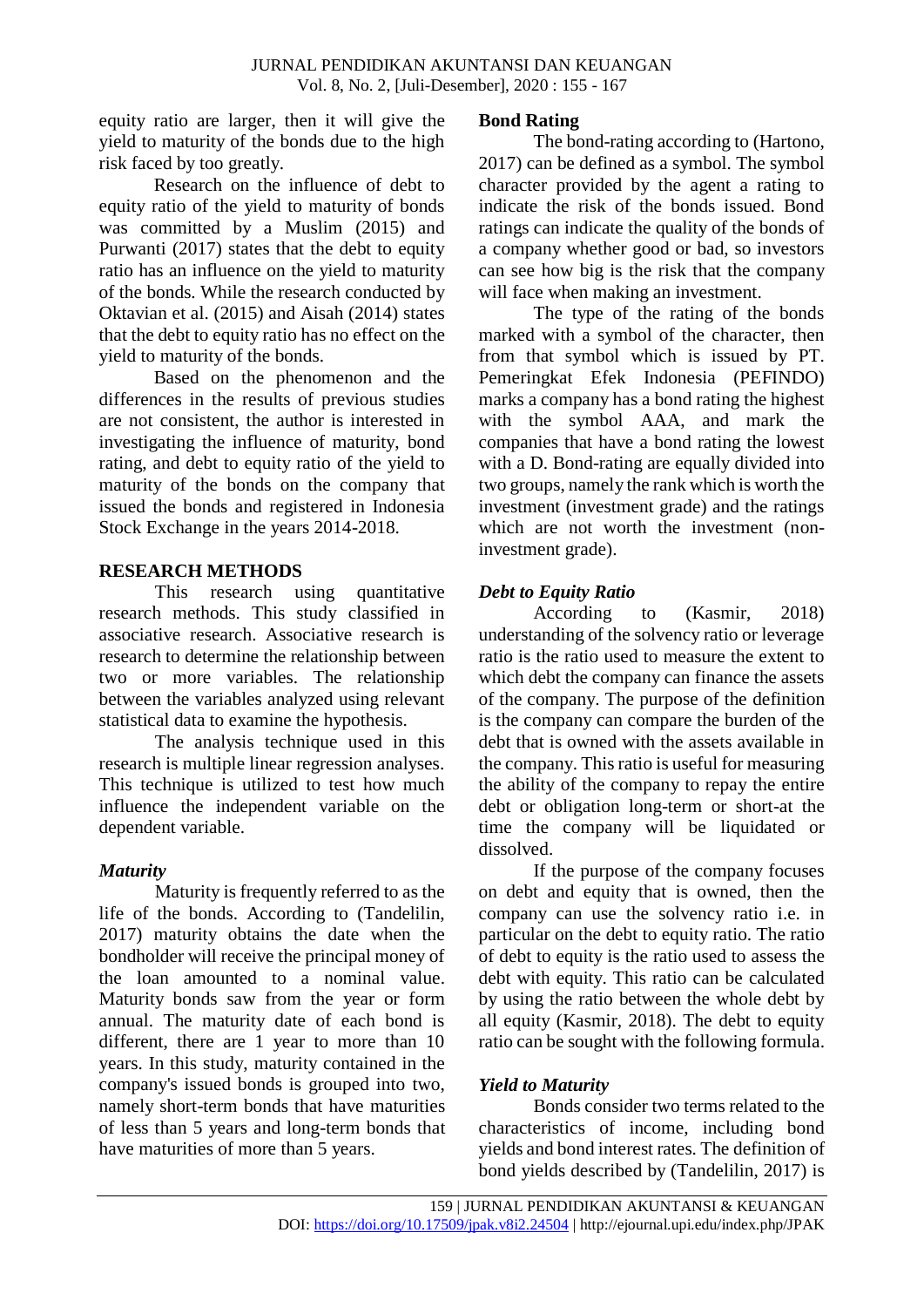equity ratio are larger, then it will give the yield to maturity of the bonds due to the high risk faced by too greatly.

Research on the influence of debt to equity ratio of the yield to maturity of bonds was committed by a Muslim (2015) and Purwanti (2017) states that the debt to equity ratio has an influence on the yield to maturity of the bonds. While the research conducted by Oktavian et al. (2015) and Aisah (2014) states that the debt to equity ratio has no effect on the yield to maturity of the bonds.

Based on the phenomenon and the differences in the results of previous studies are not consistent, the author is interested in investigating the influence of maturity, bond rating, and debt to equity ratio of the yield to maturity of the bonds on the company that issued the bonds and registered in Indonesia Stock Exchange in the years 2014-2018.

## RESEARCH METHODS

This research using quantitative research methods. This study classified in associative research. Associative research is research to determine the relationship between two or more variables. The relationship between the variables analyzed using relevant statistical data to examine the hypothesis.

The analysis technique used in this research is multiple linear regression analyses. This technique is utilized to test how much influence the independent variable on the dependent variable.

### *Maturity*

Maturity is frequently referred to as the life of the bonds. According to (Tandelilin, 2017) maturity obtains the date when the bondholder will receive the principal money of the loan amounted to a nominal value. Maturity bonds saw from the year or form annual. The maturity date of each bond is different, there are 1 year to more than 10 years. In this study, maturity contained in the company's issued bonds is grouped into two, namely short-term bonds that have maturities of less than 5 years and long-term bonds that have maturities of more than 5 years.

### Bond Rating

The bond-rating according to (Hartono, 2017) can be defined as a symbol. The symbol character provided by the agent a rating to indicate the risk of the bonds issued. Bond ratings can indicate the quality of the bonds of a company whether good or bad, so investors can see how big is the risk that the company will face when making an investment.

The type of the rating of the bonds marked with a symbol of the character, then from that symbol which is issued by PT. Pemeringkat Efek Indonesia (PEFINDO) marks a company has a bond rating the highest with the symbol AAA, and mark the companies that have a bond rating the lowest with a D. Bond-rating are equally divided into two groups, namely the rank which is worth the investment (investment grade) and the ratings which are not worth the investment (non-investment grade).

### *Debt to Equity Ratio*

According to (Kasmir, 2018) understanding of the solvency ratio or leverage ratio is the ratio used to measure the extent to which debt the company can finance the assets of the company. The purpose of the definition is the company can compare the burden of the debt that is owned with the assets available in the company. This ratio is useful for measuring the ability of the company to repay the entire debt or obligation long-term or short-at the time the company will be liquidated or dissolved.

If the purpose of the company focuses on debt and equity that is owned, then the company can use the solvency ratio i.e. in particular on the debt to equity ratio. The ratio of debt to equity is the ratio used to assess the debt with equity. This ratio can be calculated by using the ratio between the whole debt by all equity (Kasmir, 2018). The debt to equity ratio can be sought with the following formula.

### *Yield to Maturity*

Bonds consider two terms related to the characteristics of income, including bond yields and bond interest rates. The definition of bond yields described by (Tandelilin, 2017) is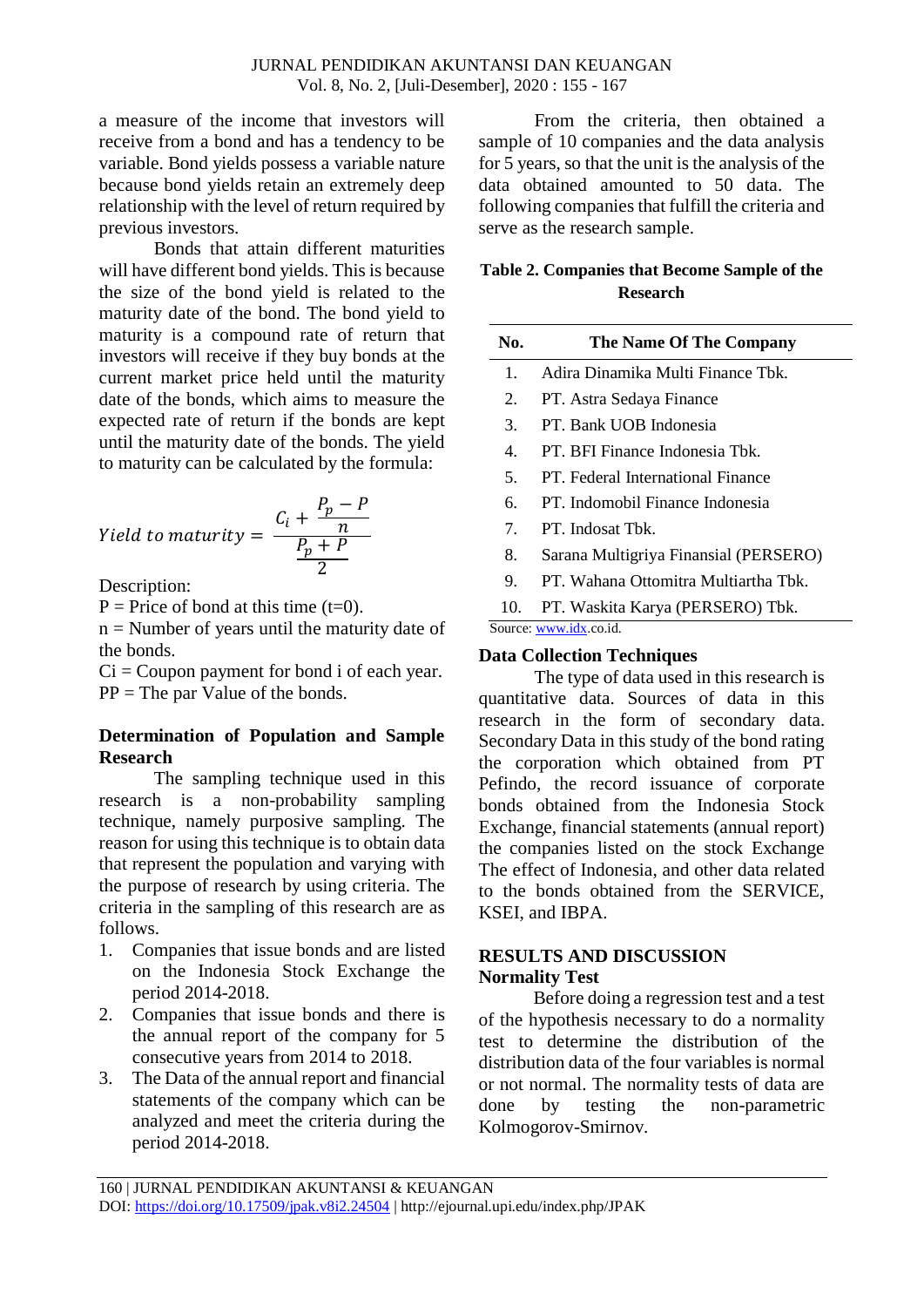a measure of the income that investors will receive from a bond and has a tendency to be variable. Bond yields possess a variable nature because bond yields retain an extremely deep relationship with the level of return required by previous investors.

Bonds that attain different maturities will have different bond yields. This is because the size of the bond yield is related to the maturity date of the bond. The bond yield to maturity is a compound rate of return that investors will receive if they buy bonds at the current market price held until the maturity date of the bonds, which aims to measure the expected rate of return if the bonds are kept until the maturity date of the bonds. The yield to maturity can be calculated by the formula:

$$Yield\ to\ maturity = \frac{C_i + \frac{P_p - P}{n}}{\frac{P_p + P}{2}}$$

Description:

P = Price of bond at this time (t=0).

n = Number of years until the maturity date of the bonds.

Ci = Coupon payment for bond i of each year.

PP = The par Value of the bonds.

### Determination of Population and Sample Research

The sampling technique used in this research is a non-probability sampling technique, namely purposive sampling. The reason for using this technique is to obtain data that represent the population and varying with the purpose of research by using criteria. The criteria in the sampling of this research are as follows.

1. Companies that issue bonds and are listed on the Indonesia Stock Exchange the period 2014-2018.
2. Companies that issue bonds and there is the annual report of the company for 5 consecutive years from 2014 to 2018.
3. The Data of the annual report and financial statements of the company which can be analyzed and meet the criteria during the period 2014-2018.

From the criteria, then obtained a sample of 10 companies and the data analysis for 5 years, so that the unit is the analysis of the data obtained amounted to 50 data. The following companies that fulfill the criteria and serve as the research sample.

**Table 2. Companies that Become Sample of the Research**

| No. | The Name Of The Company |
|---|---|
| 1. | Adira Dinamika Multi Finance Tbk. |
| 2. | PT. Astra Sedaya Finance |
| 3. | PT. Bank UOB Indonesia |
| 4. | PT. BFI Finance Indonesia Tbk. |
| 5. | PT. Federal International Finance |
| 6. | PT. Indomobil Finance Indonesia |
| 7. | PT. Indosat Tbk. |
| 8. | Sarana Multigriya Finansial (PERSERO) |
| 9. | PT. Wahana Ottomitra Multiartha Tbk. |
| 10. | PT. Waskita Karya (PERSERO) Tbk. |

Source: www.idx.co.id.

### Data Collection Techniques

The type of data used in this research is quantitative data. Sources of data in this research in the form of secondary data. Secondary Data in this study of the bond rating the corporation which obtained from PT Pefindo, the record issuance of corporate bonds obtained from the Indonesia Stock Exchange, financial statements (annual report) the companies listed on the stock Exchange The effect of Indonesia, and other data related to the bonds obtained from the SERVICE, KSEI, and IBPA.

## RESULTS AND DISCUSSION

### Normality Test

Before doing a regression test and a test of the hypothesis necessary to do a normality test to determine the distribution of the distribution data of the four variables is normal or not normal. The normality tests of data are done by testing the non-parametric Kolmogorov-Smirnov.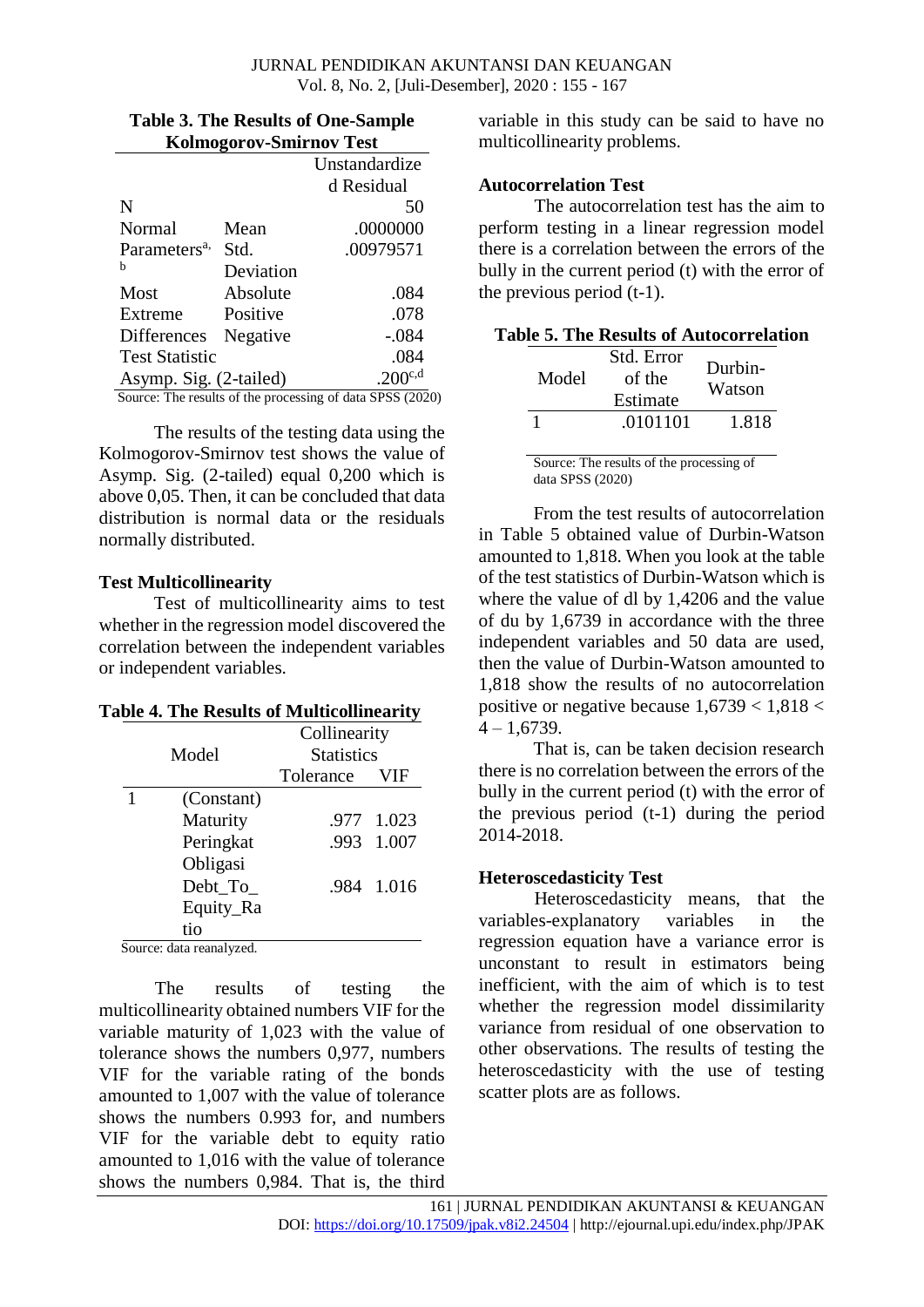**Table 3. The Results of One-Sample Kolmogorov-Smirnov Test**

| | | Unstandardized Residual |
|---|---|---|
| N | | 50 |
| Normal Parameters[a,b] | Mean | .0000000 |
| | Std. Deviation | .00979571 |
| Most Extreme Differences | Absolute | .084 |
| | Positive | .078 |
| | Negative | -.084 |
| Test Statistic | | .084 |
| Asymp. Sig. (2-tailed) | | .200[c,d] |

Source: The results of the processing of data SPSS (2020)

The results of the testing data using the Kolmogorov-Smirnov test shows the value of Asymp. Sig. (2-tailed) equal 0,200 which is above 0,05. Then, it can be concluded that data distribution is normal data or the residuals normally distributed.

**Test Multicollinearity**

Test of multicollinearity aims to test whether in the regression model discovered the correlation between the independent variables or independent variables.

**Table 4. The Results of Multicollinearity**

| Model | | Collinearity Statistics | |
|---|---|---|---|
| | | Tolerance | VIF |
| 1 | (Constant) | | |
| | Maturity | .977 | 1.023 |
| | Peringkat Obligasi | .993 | 1.007 |
| | Debt_To_Equity_Ratio | .984 | 1.016 |

Source: data reanalyzed.

The results of testing the multicollinearity obtained numbers VIF for the variable maturity of 1,023 with the value of tolerance shows the numbers 0,977, numbers VIF for the variable rating of the bonds amounted to 1,007 with the value of tolerance shows the numbers 0.993 for, and numbers VIF for the variable debt to equity ratio amounted to 1,016 with the value of tolerance shows the numbers 0,984. That is, the third variable in this study can be said to have no multicollinearity problems.

**Autocorrelation Test**

The autocorrelation test has the aim to perform testing in a linear regression model there is a correlation between the errors of the bully in the current period (t) with the error of the previous period (t-1).

**Table 5. The Results of Autocorrelation**

| Model | Std. Error of the Estimate | Durbin-Watson |
|---|---|---|
| 1 | .0101101 | 1.818 |

Source: The results of the processing of data SPSS (2020)

From the test results of autocorrelation in Table 5 obtained value of Durbin-Watson amounted to 1,818. When you look at the table of the test statistics of Durbin-Watson which is where the value of dl by 1,4206 and the value of du by 1,6739 in accordance with the three independent variables and 50 data are used, then the value of Durbin-Watson amounted to 1,818 show the results of no autocorrelation positive or negative because $1{,}6739 < 1{,}818 < 4 - 1{,}6739$.

That is, can be taken decision research there is no correlation between the errors of the bully in the current period (t) with the error of the previous period (t-1) during the period 2014-2018.

**Heteroscedasticity Test**

Heteroscedasticity means, that the variables-explanatory variables in the regression equation have a variance error is unconstant to result in estimators being inefficient, with the aim of which is to test whether the regression model dissimilarity variance from residual of one observation to other observations. The results of testing the heteroscedasticity with the use of testing scatter plots are as follows.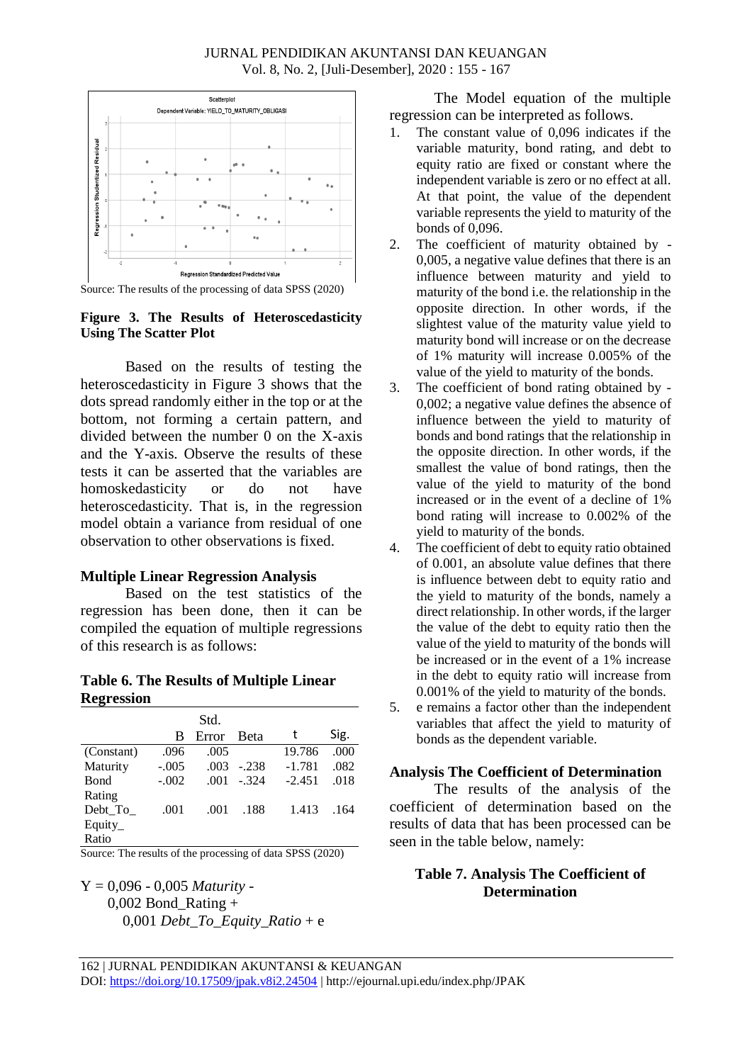Source: The results of the processing of data SPSS (2020)

**Figure 3. The Results of Heteroscedasticity Using The Scatter Plot**

Based on the results of testing the heteroscedasticity in Figure 3 shows that the dots spread randomly either in the top or at the bottom, not forming a certain pattern, and divided between the number 0 on the X-axis and the Y-axis. Observe the results of these tests it can be asserted that the variables are homoskedasticity or do not have heteroscedasticity. That is, in the regression model obtain a variance from residual of one observation to other observations is fixed.

### Multiple Linear Regression Analysis

Based on the test statistics of the regression has been done, then it can be compiled the equation of multiple regressions of this research is as follows:

**Table 6. The Results of Multiple Linear Regression**

| | B | Std. Error | Beta | t | Sig. |
|---|---|---|---|---|---|
| (Constant) | .096 | .005 | | 19.786 | .000 |
| Maturity | -.005 | .003 | -.238 | -1.781 | .082 |
| Bond Rating | -.002 | .001 | -.324 | -2.451 | .018 |
| Debt_To_ Equity_ Ratio | .001 | .001 | .188 | 1.413 | .164 |

Source: The results of the processing of data SPSS (2020)

Y = 0,096 - 0,005 *Maturity* - 0,002 Bond_Rating + 0,001 *Debt_To_Equity_Ratio* + e

The Model equation of the multiple regression can be interpreted as follows.

1. The constant value of 0,096 indicates if the variable maturity, bond rating, and debt to equity ratio are fixed or constant where the independent variable is zero or no effect at all. At that point, the value of the dependent variable represents the yield to maturity of the bonds of 0,096.
2. The coefficient of maturity obtained by -0,005, a negative value defines that there is an influence between maturity and yield to maturity of the bond i.e. the relationship in the opposite direction. In other words, if the slightest value of the maturity value yield to maturity bond will increase or on the decrease of 1% maturity will increase 0.005% of the value of the yield to maturity of the bonds.
3. The coefficient of bond rating obtained by -0,002; a negative value defines the absence of influence between the yield to maturity of bonds and bond ratings that the relationship in the opposite direction. In other words, if the smallest the value of bond ratings, then the value of the yield to maturity of the bond increased or in the event of a decline of 1% bond rating will increase to 0.002% of the yield to maturity of the bonds.
4. The coefficient of debt to equity ratio obtained of 0.001, an absolute value defines that there is influence between debt to equity ratio and the yield to maturity of the bonds, namely a direct relationship. In other words, if the larger the value of the debt to equity ratio then the value of the yield to maturity of the bonds will be increased or in the event of a 1% increase in the debt to equity ratio will increase from 0.001% of the yield to maturity of the bonds.
5. e remains a factor other than the independent variables that affect the yield to maturity of bonds as the dependent variable.

### Analysis The Coefficient of Determination

The results of the analysis of the coefficient of determination based on the results of data that has been processed can be seen in the table below, namely:

**Table 7. Analysis The Coefficient of Determination**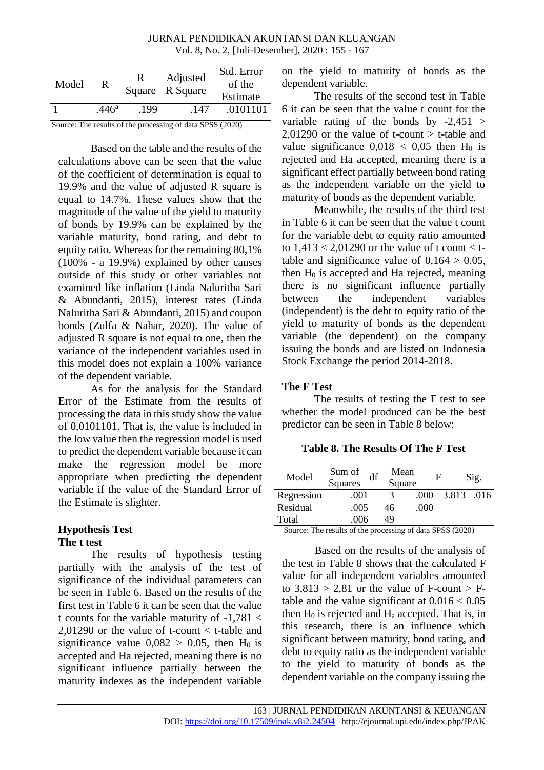| Model | R | R Square | Adjusted R Square | Std. Error of the Estimate |
|---|---|---|---|---|
| 1 | .446[a] | .199 | .147 | .0101101 |

Source: The results of the processing of data SPSS (2020)

Based on the table and the results of the calculations above can be seen that the value of the coefficient of determination is equal to 19.9% and the value of adjusted R square is equal to 14.7%. These values show that the magnitude of the value of the yield to maturity of bonds by 19.9% can be explained by the variable maturity, bond rating, and debt to equity ratio. Whereas for the remaining 80,1% (100% - a 19.9%) explained by other causes outside of this study or other variables not examined like inflation (Linda Naluritha Sari & Abundanti, 2015), interest rates (Linda Naluritha Sari & Abundanti, 2015) and coupon bonds (Zulfa & Nahar, 2020). The value of adjusted R square is not equal to one, then the variance of the independent variables used in this model does not explain a 100% variance of the dependent variable.

As for the analysis for the Standard Error of the Estimate from the results of processing the data in this study show the value of 0,0101101. That is, the value is included in the low value then the regression model is used to predict the dependent variable because it can make the regression model be more appropriate when predicting the dependent variable if the value of the Standard Error of the Estimate is slighter.

## Hypothesis Test

### The t test

The results of hypothesis testing partially with the analysis of the test of significance of the individual parameters can be seen in Table 6. Based on the results of the first test in Table 6 it can be seen that the value t counts for the variable maturity of -1,781 < 2,01290 or the value of t-count < t-table and significance value 0,082 > 0.05, then $H_0$ is accepted and Ha rejected, meaning there is no significant influence partially between the maturity indexes as the independent variable on the yield to maturity of bonds as the dependent variable.

The results of the second test in Table 6 it can be seen that the value t count for the variable rating of the bonds by -2,451 > 2,01290 or the value of t-count > t-table and value significance 0,018 < 0,05 then $H_0$ is rejected and Ha accepted, meaning there is a significant effect partially between bond rating as the independent variable on the yield to maturity of bonds as the dependent variable.

Meanwhile, the results of the third test in Table 6 it can be seen that the value t count for the variable debt to equity ratio amounted to 1,413 < 2,01290 or the value of t count < t-table and significance value of 0,164 > 0.05, then $H_0$ is accepted and Ha rejected, meaning there is no significant influence partially between the independent variables (independent) is the debt to equity ratio of the yield to maturity of bonds as the dependent variable (the dependent) on the company issuing the bonds and are listed on Indonesia Stock Exchange the period 2014-2018.

### The F Test

The results of testing the F test to see whether the model produced can be the best predictor can be seen in Table 8 below:

**Table 8. The Results Of The F Test**

| Model | Sum of Squares | df | Mean Square | F | Sig. |
|---|---|---|---|---|---|
| Regression | .001 | 3 | .000 | 3.813 | .016 |
| Residual | .005 | 46 | .000 | | |
| Total | .006 | 49 | | | |

Source: The results of the processing of data SPSS (2020)

Based on the results of the analysis of the test in Table 8 shows that the calculated F value for all independent variables amounted to 3,813 > 2,81 or the value of F-count > F-table and the value significant at 0.016 < 0.05 then $H_0$ is rejected and $H_a$ accepted. That is, in this research, there is an influence which significant between maturity, bond rating, and debt to equity ratio as the independent variable to the yield to maturity of bonds as the dependent variable on the company issuing the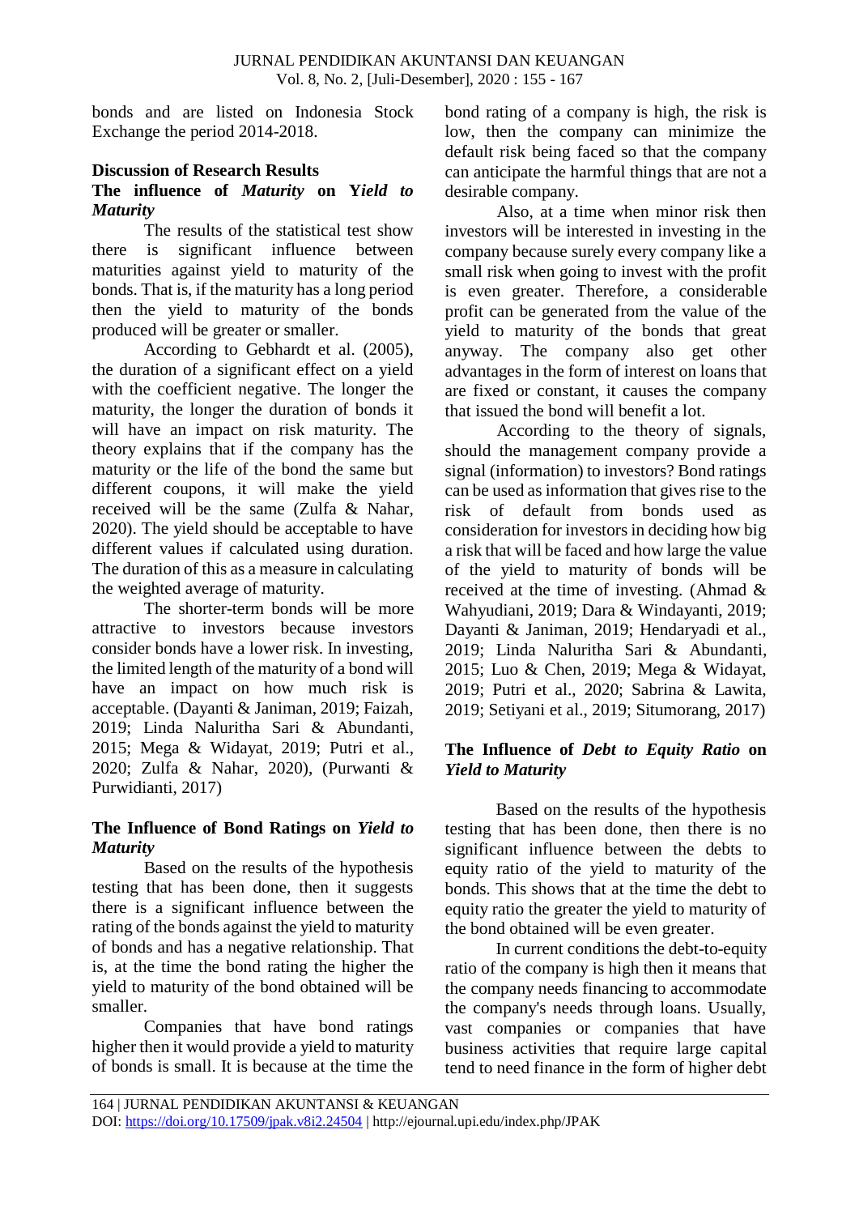bonds and are listed on Indonesia Stock Exchange the period 2014-2018.

**Discussion of Research Results**

**The influence of *Maturity* on Y*ield to Maturity***

The results of the statistical test show there is significant influence between maturities against yield to maturity of the bonds. That is, if the maturity has a long period then the yield to maturity of the bonds produced will be greater or smaller.

According to Gebhardt et al. (2005), the duration of a significant effect on a yield with the coefficient negative. The longer the maturity, the longer the duration of bonds it will have an impact on risk maturity. The theory explains that if the company has the maturity or the life of the bond the same but different coupons, it will make the yield received will be the same (Zulfa & Nahar, 2020). The yield should be acceptable to have different values if calculated using duration. The duration of this as a measure in calculating the weighted average of maturity.

The shorter-term bonds will be more attractive to investors because investors consider bonds have a lower risk. In investing, the limited length of the maturity of a bond will have an impact on how much risk is acceptable. (Dayanti & Janiman, 2019; Faizah, 2019; Linda Naluritha Sari & Abundanti, 2015; Mega & Widayat, 2019; Putri et al., 2020; Zulfa & Nahar, 2020), (Purwanti & Purwidianti, 2017)

**The Influence of Bond Ratings on *Yield to Maturity***

Based on the results of the hypothesis testing that has been done, then it suggests there is a significant influence between the rating of the bonds against the yield to maturity of bonds and has a negative relationship. That is, at the time the bond rating the higher the yield to maturity of the bond obtained will be smaller.

Companies that have bond ratings higher then it would provide a yield to maturity of bonds is small. It is because at the time the bond rating of a company is high, the risk is low, then the company can minimize the default risk being faced so that the company can anticipate the harmful things that are not a desirable company.

Also, at a time when minor risk then investors will be interested in investing in the company because surely every company like a small risk when going to invest with the profit is even greater. Therefore, a considerable profit can be generated from the value of the yield to maturity of the bonds that great anyway. The company also get other advantages in the form of interest on loans that are fixed or constant, it causes the company that issued the bond will benefit a lot.

According to the theory of signals, should the management company provide a signal (information) to investors? Bond ratings can be used as information that gives rise to the risk of default from bonds used as consideration for investors in deciding how big a risk that will be faced and how large the value of the yield to maturity of bonds will be received at the time of investing. (Ahmad & Wahyudiani, 2019; Dara & Windayanti, 2019; Dayanti & Janiman, 2019; Hendaryadi et al., 2019; Linda Naluritha Sari & Abundanti, 2015; Luo & Chen, 2019; Mega & Widayat, 2019; Putri et al., 2020; Sabrina & Lawita, 2019; Setiyani et al., 2019; Situmorang, 2017)

**The Influence of *Debt to Equity Ratio* on *Yield to Maturity***

Based on the results of the hypothesis testing that has been done, then there is no significant influence between the debts to equity ratio of the yield to maturity of the bonds. This shows that at the time the debt to equity ratio the greater the yield to maturity of the bond obtained will be even greater.

In current conditions the debt-to-equity ratio of the company is high then it means that the company needs financing to accommodate the company's needs through loans. Usually, vast companies or companies that have business activities that require large capital tend to need finance in the form of higher debt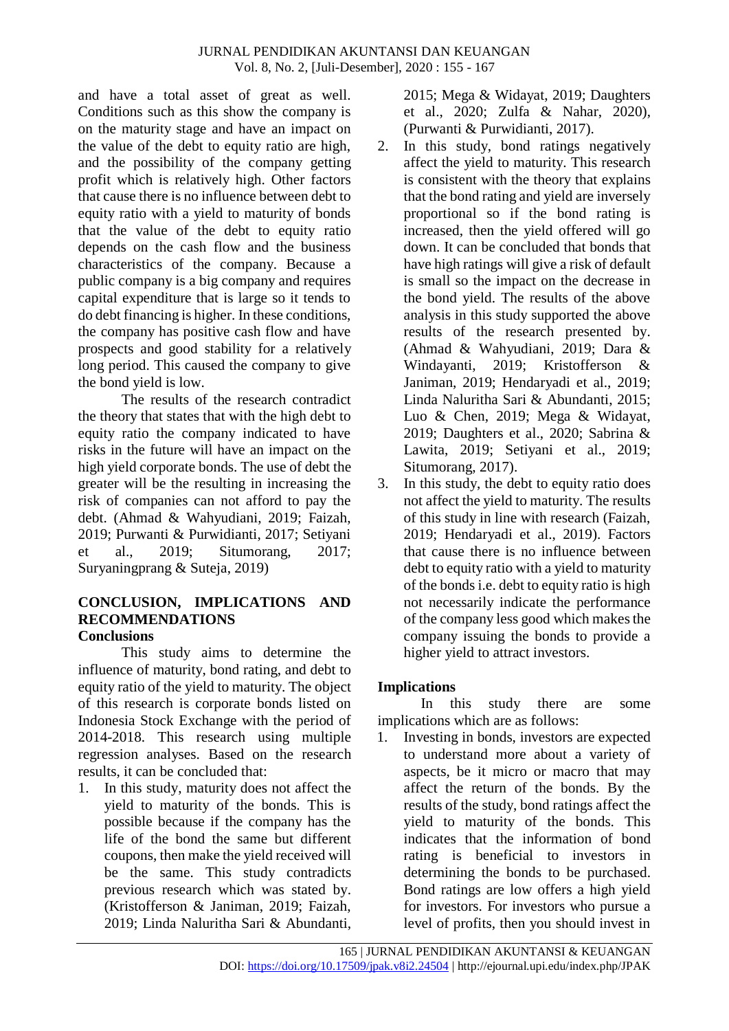and have a total asset of great as well. Conditions such as this show the company is on the maturity stage and have an impact on the value of the debt to equity ratio are high, and the possibility of the company getting profit which is relatively high. Other factors that cause there is no influence between debt to equity ratio with a yield to maturity of bonds that the value of the debt to equity ratio depends on the cash flow and the business characteristics of the company. Because a public company is a big company and requires capital expenditure that is large so it tends to do debt financing is higher. In these conditions, the company has positive cash flow and have prospects and good stability for a relatively long period. This caused the company to give the bond yield is low.

The results of the research contradict the theory that states that with the high debt to equity ratio the company indicated to have risks in the future will have an impact on the high yield corporate bonds. The use of debt the greater will be the resulting in increasing the risk of companies can not afford to pay the debt. (Ahmad & Wahyudiani, 2019; Faizah, 2019; Purwanti & Purwidianti, 2017; Setiyani et al., 2019; Situmorang, 2017; Suryaningprang & Suteja, 2019)

## CONCLUSION, IMPLICATIONS AND RECOMMENDATIONS

### Conclusions

This study aims to determine the influence of maturity, bond rating, and debt to equity ratio of the yield to maturity. The object of this research is corporate bonds listed on Indonesia Stock Exchange with the period of 2014-2018. This research using multiple regression analyses. Based on the research results, it can be concluded that:

1. In this study, maturity does not affect the yield to maturity of the bonds. This is possible because if the company has the life of the bond the same but different coupons, then make the yield received will be the same. This study contradicts previous research which was stated by. (Kristofferson & Janiman, 2019; Faizah, 2019; Linda Naluritha Sari & Abundanti, 2015; Mega & Widayat, 2019; Daughters et al., 2020; Zulfa & Nahar, 2020), (Purwanti & Purwidianti, 2017).
2. In this study, bond ratings negatively affect the yield to maturity. This research is consistent with the theory that explains that the bond rating and yield are inversely proportional so if the bond rating is increased, then the yield offered will go down. It can be concluded that bonds that have high ratings will give a risk of default is small so the impact on the decrease in the bond yield. The results of the above analysis in this study supported the above results of the research presented by. (Ahmad & Wahyudiani, 2019; Dara & Windayanti, 2019; Kristofferson & Janiman, 2019; Hendaryadi et al., 2019; Linda Naluritha Sari & Abundanti, 2015; Luo & Chen, 2019; Mega & Widayat, 2019; Daughters et al., 2020; Sabrina & Lawita, 2019; Setiyani et al., 2019; Situmorang, 2017).
3. In this study, the debt to equity ratio does not affect the yield to maturity. The results of this study in line with research (Faizah, 2019; Hendaryadi et al., 2019). Factors that cause there is no influence between debt to equity ratio with a yield to maturity of the bonds i.e. debt to equity ratio is high not necessarily indicate the performance of the company less good which makes the company issuing the bonds to provide a higher yield to attract investors.

### Implications

In this study there are some implications which are as follows:

1. Investing in bonds, investors are expected to understand more about a variety of aspects, be it micro or macro that may affect the return of the bonds. By the results of the study, bond ratings affect the yield to maturity of the bonds. This indicates that the information of bond rating is beneficial to investors in determining the bonds to be purchased. Bond ratings are low offers a high yield for investors. For investors who pursue a level of profits, then you should invest in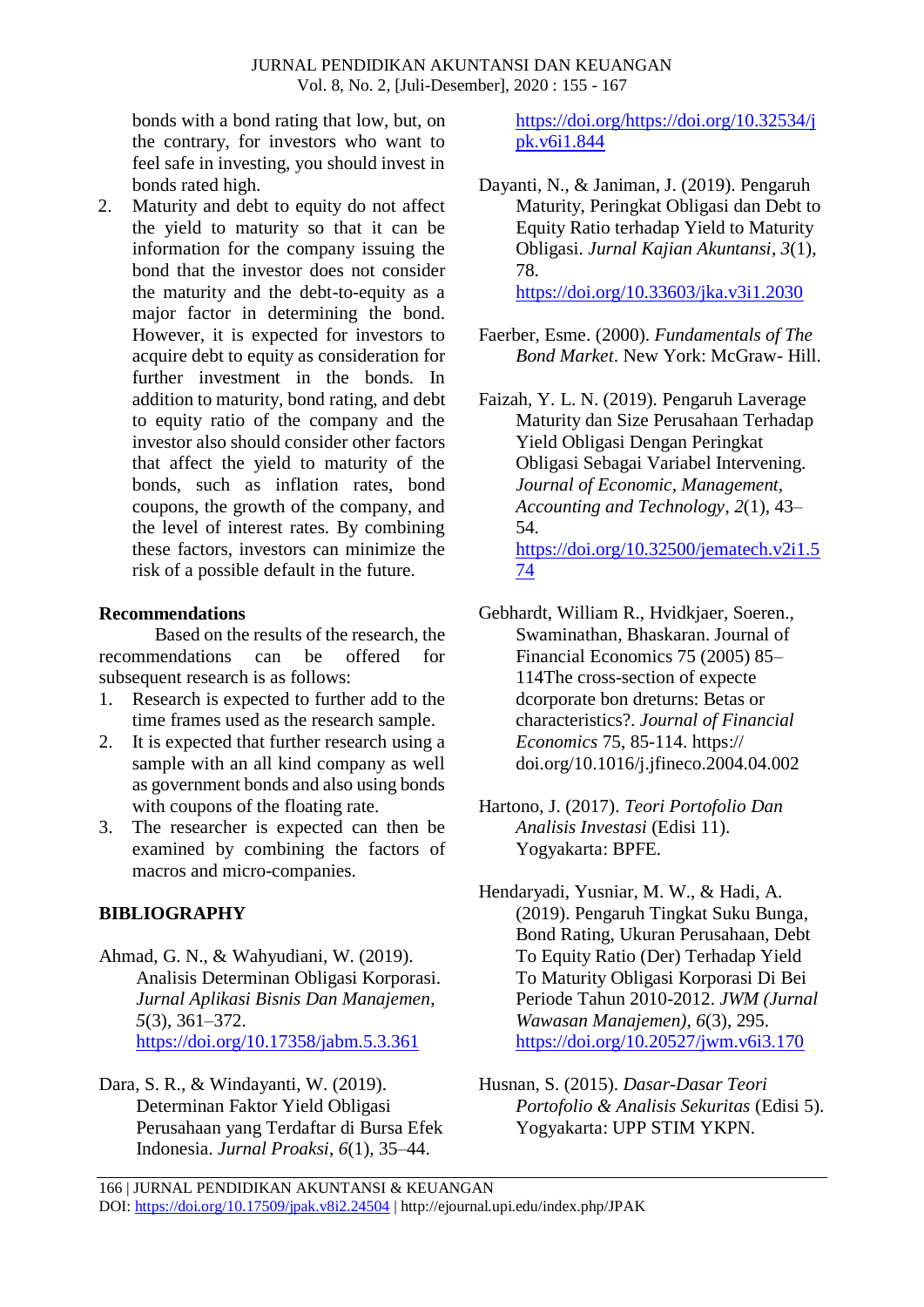bonds with a bond rating that low, but, on the contrary, for investors who want to feel safe in investing, you should invest in bonds rated high.

2. Maturity and debt to equity do not affect the yield to maturity so that it can be information for the company issuing the bond that the investor does not consider the maturity and the debt-to-equity as a major factor in determining the bond. However, it is expected for investors to acquire debt to equity as consideration for further investment in the bonds. In addition to maturity, bond rating, and debt to equity ratio of the company and the investor also should consider other factors that affect the yield to maturity of the bonds, such as inflation rates, bond coupons, the growth of the company, and the level of interest rates. By combining these factors, investors can minimize the risk of a possible default in the future.

**Recommendations**

Based on the results of the research, the recommendations can be offered for subsequent research is as follows:

1. Research is expected to further add to the time frames used as the research sample.
2. It is expected that further research using a sample with an all kind company as well as government bonds and also using bonds with coupons of the floating rate.
3. The researcher is expected can then be examined by combining the factors of macros and micro-companies.

**BIBLIOGRAPHY**

Ahmad, G. N., & Wahyudiani, W. (2019). Analisis Determinan Obligasi Korporasi. *Jurnal Aplikasi Bisnis Dan Manajemen*, *5*(3), 361–372. https://doi.org/10.17358/jabm.5.3.361

Dara, S. R., & Windayanti, W. (2019). Determinan Faktor Yield Obligasi Perusahaan yang Terdaftar di Bursa Efek Indonesia. *Jurnal Proaksi*, *6*(1), 35–44. https://doi.org/https://doi.org/10.32534/jpk.v6i1.844

Dayanti, N., & Janiman, J. (2019). Pengaruh Maturity, Peringkat Obligasi dan Debt to Equity Ratio terhadap Yield to Maturity Obligasi. *Jurnal Kajian Akuntansi*, *3*(1), 78. https://doi.org/10.33603/jka.v3i1.2030

Faerber, Esme. (2000). *Fundamentals of The Bond Market*. New York: McGraw- Hill.

Faizah, Y. L. N. (2019). Pengaruh Laverage Maturity dan Size Perusahaan Terhadap Yield Obligasi Dengan Peringkat Obligasi Sebagai Variabel Intervening. *Journal of Economic, Management, Accounting and Technology*, *2*(1), 43–54. https://doi.org/10.32500/jematech.v2i1.574

Gebhardt, William R., Hvidkjaer, Soeren., Swaminathan, Bhaskaran. Journal of Financial Economics 75 (2005) 85–114The cross-section of expecte dcorporate bon dreturns: Betas or characteristics?. *Journal of Financial Economics* 75, 85-114. https:// doi.org/10.1016/j.jfineco.2004.04.002

Hartono, J. (2017). *Teori Portofolio Dan Analisis Investasi* (Edisi 11). Yogyakarta: BPFE.

Hendaryadi, Yusniar, M. W., & Hadi, A. (2019). Pengaruh Tingkat Suku Bunga, Bond Rating, Ukuran Perusahaan, Debt To Equity Ratio (Der) Terhadap Yield To Maturity Obligasi Korporasi Di Bei Periode Tahun 2010-2012. *JWM (Jurnal Wawasan Manajemen)*, *6*(3), 295. https://doi.org/10.20527/jwm.v6i3.170

Husnan, S. (2015). *Dasar-Dasar Teori Portofolio & Analisis Sekuritas* (Edisi 5). Yogyakarta: UPP STIM YKPN.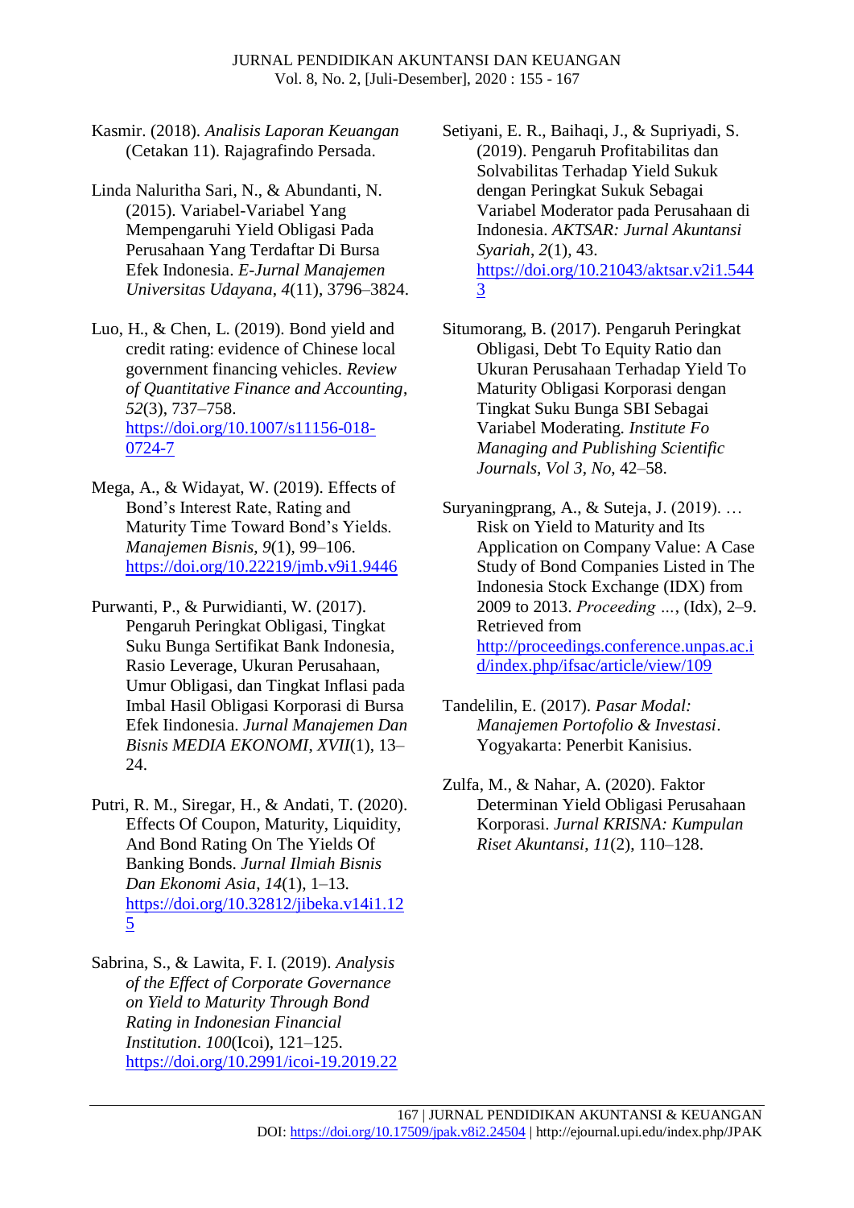Kasmir. (2018). *Analisis Laporan Keuangan* (Cetakan 11). Rajagrafindo Persada.

Linda Naluritha Sari, N., & Abundanti, N. (2015). Variabel-Variabel Yang Mempengaruhi Yield Obligasi Pada Perusahaan Yang Terdaftar Di Bursa Efek Indonesia. *E-Jurnal Manajemen Universitas Udayana*, *4*(11), 3796–3824.

Luo, H., & Chen, L. (2019). Bond yield and credit rating: evidence of Chinese local government financing vehicles. *Review of Quantitative Finance and Accounting*, *52*(3), 737–758. https://doi.org/10.1007/s11156-018-0724-7

Mega, A., & Widayat, W. (2019). Effects of Bond's Interest Rate, Rating and Maturity Time Toward Bond's Yields. *Manajemen Bisnis*, *9*(1), 99–106. https://doi.org/10.22219/jmb.v9i1.9446

Purwanti, P., & Purwidianti, W. (2017). Pengaruh Peringkat Obligasi, Tingkat Suku Bunga Sertifikat Bank Indonesia, Rasio Leverage, Ukuran Perusahaan, Umur Obligasi, dan Tingkat Inflasi pada Imbal Hasil Obligasi Korporasi di Bursa Efek Iindonesia. *Jurnal Manajemen Dan Bisnis MEDIA EKONOMI*, *XVII*(1), 13–24.

Putri, R. M., Siregar, H., & Andati, T. (2020). Effects Of Coupon, Maturity, Liquidity, And Bond Rating On The Yields Of Banking Bonds. *Jurnal Ilmiah Bisnis Dan Ekonomi Asia*, *14*(1), 1–13. https://doi.org/10.32812/jibeka.v14i1.125

Sabrina, S., & Lawita, F. I. (2019). *Analysis of the Effect of Corporate Governance on Yield to Maturity Through Bond Rating in Indonesian Financial Institution*. *100*(Icoi), 121–125. https://doi.org/10.2991/icoi-19.2019.22

Setiyani, E. R., Baihaqi, J., & Supriyadi, S. (2019). Pengaruh Profitabilitas dan Solvabilitas Terhadap Yield Sukuk dengan Peringkat Sukuk Sebagai Variabel Moderator pada Perusahaan di Indonesia. *AKTSAR: Jurnal Akuntansi Syariah*, *2*(1), 43. https://doi.org/10.21043/aktsar.v2i1.5443

Situmorang, B. (2017). Pengaruh Peringkat Obligasi, Debt To Equity Ratio dan Ukuran Perusahaan Terhadap Yield To Maturity Obligasi Korporasi dengan Tingkat Suku Bunga SBI Sebagai Variabel Moderating. *Institute Fo Managing and Publishing Scientific Journals*, *Vol 3*, *No*, 42–58.

Suryaningprang, A., & Suteja, J. (2019). … Risk on Yield to Maturity and Its Application on Company Value: A Case Study of Bond Companies Listed in The Indonesia Stock Exchange (IDX) from 2009 to 2013. *Proceeding …*, (Idx), 2–9. Retrieved from http://proceedings.conference.unpas.ac.id/index.php/ifsac/article/view/109

Tandelilin, E. (2017). *Pasar Modal: Manajemen Portofolio & Investasi*. Yogyakarta: Penerbit Kanisius.

Zulfa, M., & Nahar, A. (2020). Faktor Determinan Yield Obligasi Perusahaan Korporasi. *Jurnal KRISNA: Kumpulan Riset Akuntansi*, *11*(2), 110–128.